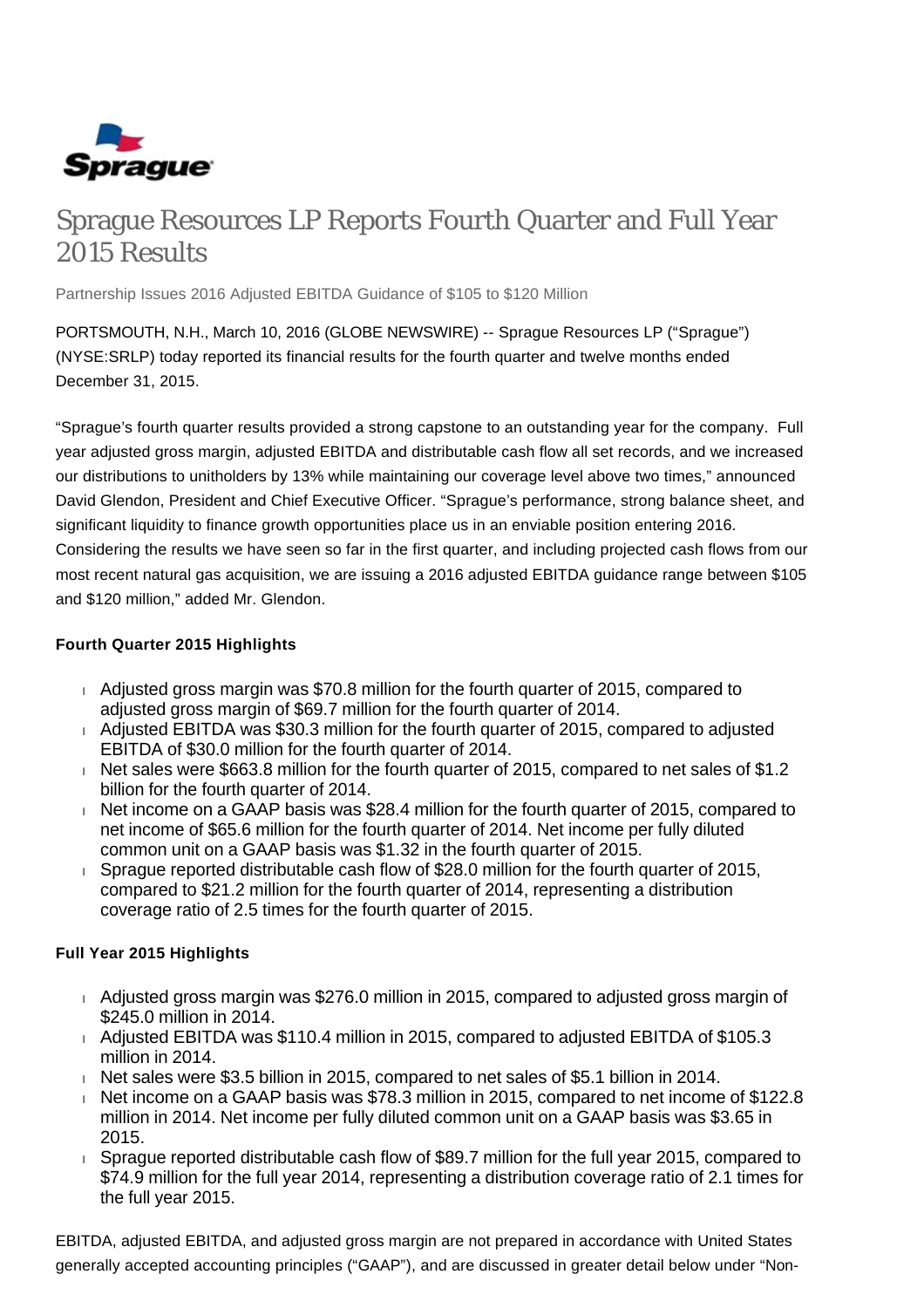# Sprague Resources LP Reports Fourth Quarter and Full Year 2015 Results

Partnership Issues 2016 Adjusted EBITDA Guidance of $105 to $120 Million

PORTSMOUTH, N.H., March 10, 2016 (GLOBE NEWSWIRE) -- Sprague Resources LP ("Sprague") (NYSE:SRLP) today reported its financial results for the fourth quarter and twelve months ended December 31, 2015.

"Sprague's fourth quarter results provided a strong capstone to an outstanding year for the company. Full year adjusted gross margin, adjusted EBITDA and distributable cash flow all set records, and we increased our distributions to unitholders by 13% while maintaining our coverage level above two times," announced David Glendon, President and Chief Executive Officer. "Sprague's performance, strong balance sheet, and significant liquidity to finance growth opportunities place us in an enviable position entering 2016. Considering the results we have seen so far in the first quarter, and including projected cash flows from our most recent natural gas acquisition, we are issuing a 2016 adjusted EBITDA guidance range between $105 and $120 million," added Mr. Glendon.

**Fourth Quarter 2015 Highlights**

- Adjusted gross margin was $70.8 million for the fourth quarter of 2015, compared to adjusted gross margin of $69.7 million for the fourth quarter of 2014.
- Adjusted EBITDA was $30.3 million for the fourth quarter of 2015, compared to adjusted EBITDA of $30.0 million for the fourth quarter of 2014.
- Net sales were $663.8 million for the fourth quarter of 2015, compared to net sales of $1.2 billion for the fourth quarter of 2014.
- Net income on a GAAP basis was $28.4 million for the fourth quarter of 2015, compared to net income of $65.6 million for the fourth quarter of 2014. Net income per fully diluted common unit on a GAAP basis was $1.32 in the fourth quarter of 2015.
- Sprague reported distributable cash flow of $28.0 million for the fourth quarter of 2015, compared to $21.2 million for the fourth quarter of 2014, representing a distribution coverage ratio of 2.5 times for the fourth quarter of 2015.

**Full Year 2015 Highlights**

- Adjusted gross margin was $276.0 million in 2015, compared to adjusted gross margin of $245.0 million in 2014.
- Adjusted EBITDA was $110.4 million in 2015, compared to adjusted EBITDA of $105.3 million in 2014.
- Net sales were $3.5 billion in 2015, compared to net sales of $5.1 billion in 2014.
- Net income on a GAAP basis was $78.3 million in 2015, compared to net income of $122.8 million in 2014. Net income per fully diluted common unit on a GAAP basis was $3.65 in 2015.
- Sprague reported distributable cash flow of $89.7 million for the full year 2015, compared to $74.9 million for the full year 2014, representing a distribution coverage ratio of 2.1 times for the full year 2015.

EBITDA, adjusted EBITDA, and adjusted gross margin are not prepared in accordance with United States generally accepted accounting principles ("GAAP"), and are discussed in greater detail below under "Non-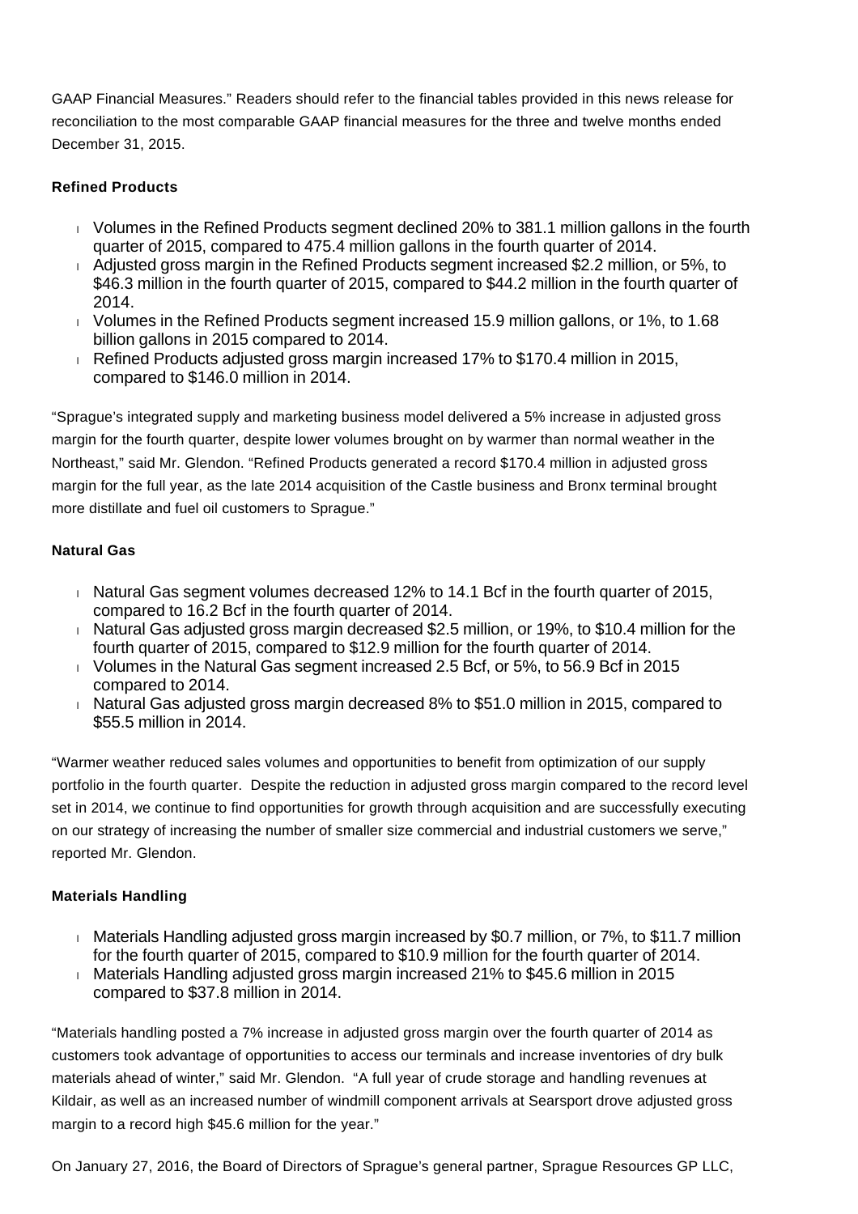GAAP Financial Measures." Readers should refer to the financial tables provided in this news release for reconciliation to the most comparable GAAP financial measures for the three and twelve months ended December 31, 2015.

**Refined Products**

- Volumes in the Refined Products segment declined 20% to 381.1 million gallons in the fourth quarter of 2015, compared to 475.4 million gallons in the fourth quarter of 2014.
- Adjusted gross margin in the Refined Products segment increased $2.2 million, or 5%, to $46.3 million in the fourth quarter of 2015, compared to $44.2 million in the fourth quarter of 2014.
- Volumes in the Refined Products segment increased 15.9 million gallons, or 1%, to 1.68 billion gallons in 2015 compared to 2014.
- Refined Products adjusted gross margin increased 17% to $170.4 million in 2015, compared to $146.0 million in 2014.

"Sprague's integrated supply and marketing business model delivered a 5% increase in adjusted gross margin for the fourth quarter, despite lower volumes brought on by warmer than normal weather in the Northeast," said Mr. Glendon. "Refined Products generated a record $170.4 million in adjusted gross margin for the full year, as the late 2014 acquisition of the Castle business and Bronx terminal brought more distillate and fuel oil customers to Sprague."

**Natural Gas**

- Natural Gas segment volumes decreased 12% to 14.1 Bcf in the fourth quarter of 2015, compared to 16.2 Bcf in the fourth quarter of 2014.
- Natural Gas adjusted gross margin decreased $2.5 million, or 19%, to $10.4 million for the fourth quarter of 2015, compared to $12.9 million for the fourth quarter of 2014.
- Volumes in the Natural Gas segment increased 2.5 Bcf, or 5%, to 56.9 Bcf in 2015 compared to 2014.
- Natural Gas adjusted gross margin decreased 8% to $51.0 million in 2015, compared to $55.5 million in 2014.

"Warmer weather reduced sales volumes and opportunities to benefit from optimization of our supply portfolio in the fourth quarter. Despite the reduction in adjusted gross margin compared to the record level set in 2014, we continue to find opportunities for growth through acquisition and are successfully executing on our strategy of increasing the number of smaller size commercial and industrial customers we serve," reported Mr. Glendon.

**Materials Handling**

- Materials Handling adjusted gross margin increased by $0.7 million, or 7%, to $11.7 million for the fourth quarter of 2015, compared to $10.9 million for the fourth quarter of 2014.
- Materials Handling adjusted gross margin increased 21% to $45.6 million in 2015 compared to $37.8 million in 2014.

"Materials handling posted a 7% increase in adjusted gross margin over the fourth quarter of 2014 as customers took advantage of opportunities to access our terminals and increase inventories of dry bulk materials ahead of winter," said Mr. Glendon. "A full year of crude storage and handling revenues at Kildair, as well as an increased number of windmill component arrivals at Searsport drove adjusted gross margin to a record high $45.6 million for the year."

On January 27, 2016, the Board of Directors of Sprague's general partner, Sprague Resources GP LLC,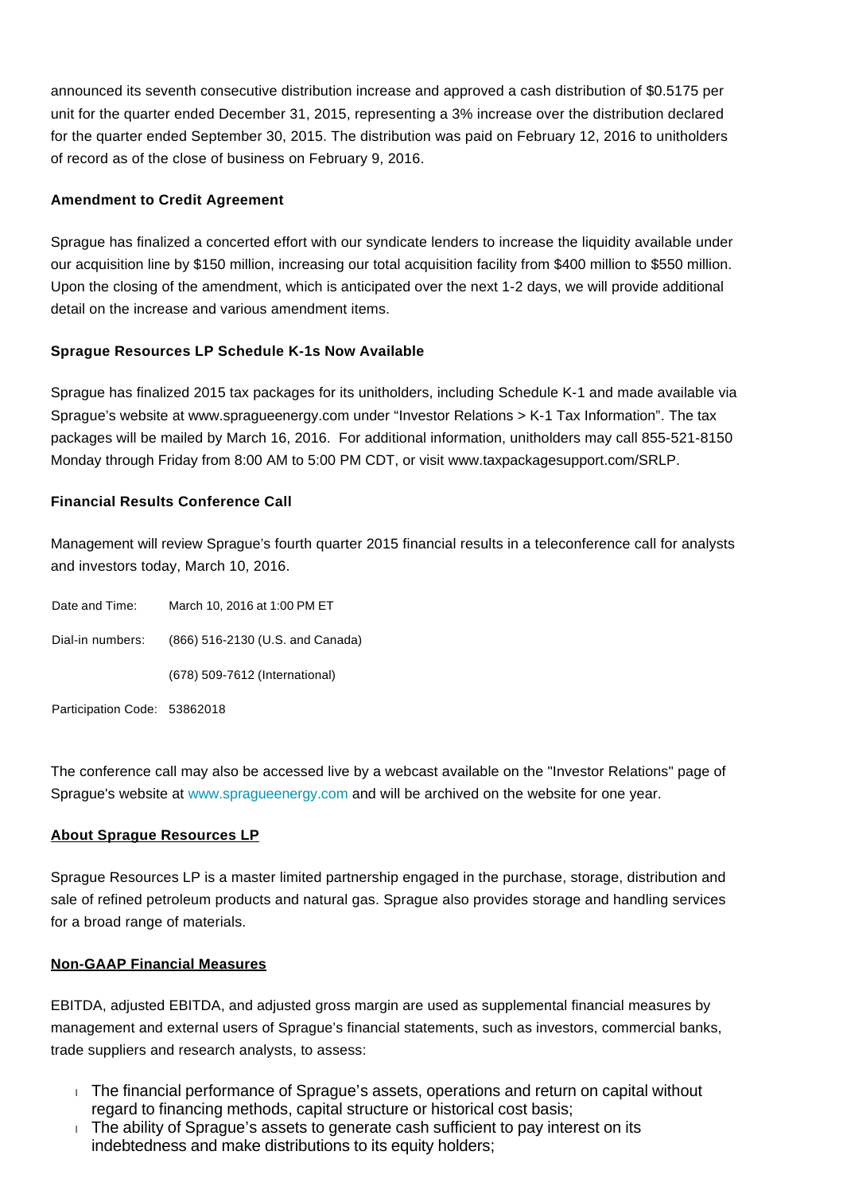announced its seventh consecutive distribution increase and approved a cash distribution of $0.5175 per unit for the quarter ended December 31, 2015, representing a 3% increase over the distribution declared for the quarter ended September 30, 2015. The distribution was paid on February 12, 2016 to unitholders of record as of the close of business on February 9, 2016.

**Amendment to Credit Agreement**

Sprague has finalized a concerted effort with our syndicate lenders to increase the liquidity available under our acquisition line by $150 million, increasing our total acquisition facility from $400 million to $550 million. Upon the closing of the amendment, which is anticipated over the next 1-2 days, we will provide additional detail on the increase and various amendment items.

**Sprague Resources LP Schedule K-1s Now Available**

Sprague has finalized 2015 tax packages for its unitholders, including Schedule K-1 and made available via Sprague's website at www.spragueenergy.com under "Investor Relations > K-1 Tax Information". The tax packages will be mailed by March 16, 2016. For additional information, unitholders may call 855-521-8150 Monday through Friday from 8:00 AM to 5:00 PM CDT, or visit www.taxpackagesupport.com/SRLP.

**Financial Results Conference Call**

Management will review Sprague's fourth quarter 2015 financial results in a teleconference call for analysts and investors today, March 10, 2016.

| | |
|---|---|
| Date and Time: | March 10, 2016 at 1:00 PM ET |
| Dial-in numbers: | (866) 516-2130 (U.S. and Canada) |
| | (678) 509-7612 (International) |
| Participation Code: | 53862018 |

The conference call may also be accessed live by a webcast available on the "Investor Relations" page of Sprague's website at www.spragueenergy.com and will be archived on the website for one year.

**About Sprague Resources LP**

Sprague Resources LP is a master limited partnership engaged in the purchase, storage, distribution and sale of refined petroleum products and natural gas. Sprague also provides storage and handling services for a broad range of materials.

**Non-GAAP Financial Measures**

EBITDA, adjusted EBITDA, and adjusted gross margin are used as supplemental financial measures by management and external users of Sprague's financial statements, such as investors, commercial banks, trade suppliers and research analysts, to assess:

- The financial performance of Sprague's assets, operations and return on capital without regard to financing methods, capital structure or historical cost basis;
- The ability of Sprague's assets to generate cash sufficient to pay interest on its indebtedness and make distributions to its equity holders;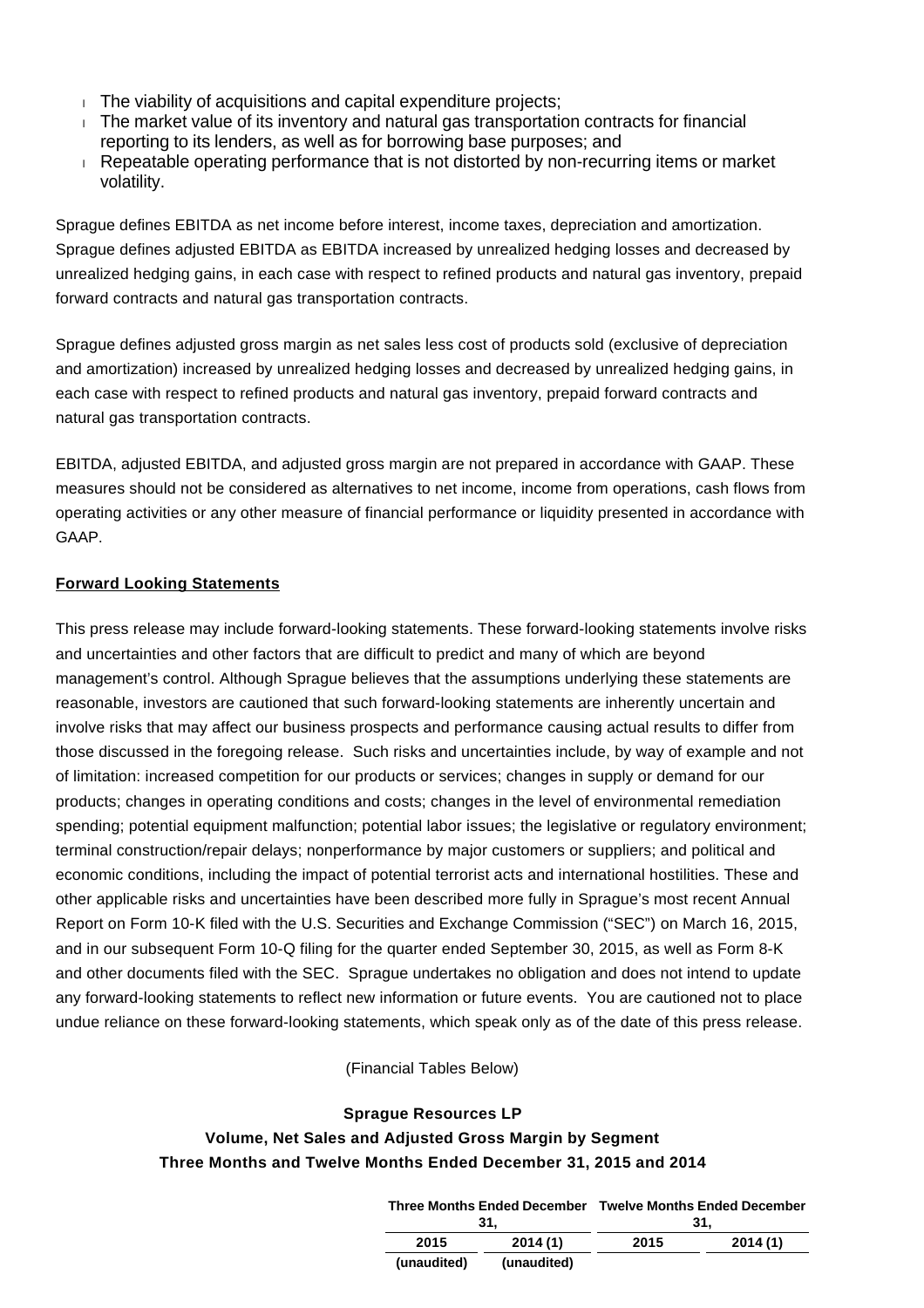- The viability of acquisitions and capital expenditure projects;
- The market value of its inventory and natural gas transportation contracts for financial reporting to its lenders, as well as for borrowing base purposes; and
- Repeatable operating performance that is not distorted by non-recurring items or market volatility.

Sprague defines EBITDA as net income before interest, income taxes, depreciation and amortization. Sprague defines adjusted EBITDA as EBITDA increased by unrealized hedging losses and decreased by unrealized hedging gains, in each case with respect to refined products and natural gas inventory, prepaid forward contracts and natural gas transportation contracts.

Sprague defines adjusted gross margin as net sales less cost of products sold (exclusive of depreciation and amortization) increased by unrealized hedging losses and decreased by unrealized hedging gains, in each case with respect to refined products and natural gas inventory, prepaid forward contracts and natural gas transportation contracts.

EBITDA, adjusted EBITDA, and adjusted gross margin are not prepared in accordance with GAAP. These measures should not be considered as alternatives to net income, income from operations, cash flows from operating activities or any other measure of financial performance or liquidity presented in accordance with GAAP.

**Forward Looking Statements**

This press release may include forward-looking statements. These forward-looking statements involve risks and uncertainties and other factors that are difficult to predict and many of which are beyond management's control. Although Sprague believes that the assumptions underlying these statements are reasonable, investors are cautioned that such forward-looking statements are inherently uncertain and involve risks that may affect our business prospects and performance causing actual results to differ from those discussed in the foregoing release. Such risks and uncertainties include, by way of example and not of limitation: increased competition for our products or services; changes in supply or demand for our products; changes in operating conditions and costs; changes in the level of environmental remediation spending; potential equipment malfunction; potential labor issues; the legislative or regulatory environment; terminal construction/repair delays; nonperformance by major customers or suppliers; and political and economic conditions, including the impact of potential terrorist acts and international hostilities. These and other applicable risks and uncertainties have been described more fully in Sprague's most recent Annual Report on Form 10-K filed with the U.S. Securities and Exchange Commission ("SEC") on March 16, 2015, and in our subsequent Form 10-Q filing for the quarter ended September 30, 2015, as well as Form 8-K and other documents filed with the SEC. Sprague undertakes no obligation and does not intend to update any forward-looking statements to reflect new information or future events. You are cautioned not to place undue reliance on these forward-looking statements, which speak only as of the date of this press release.

(Financial Tables Below)

**Sprague Resources LP**
**Volume, Net Sales and Adjusted Gross Margin by Segment**
**Three Months and Twelve Months Ended December 31, 2015 and 2014**

| | Three Months Ended December 31, | | Twelve Months Ended December 31, | |
|---|---|---|---|---|
| | 2015 | 2014 (1) | 2015 | 2014 (1) |
| | (unaudited) | (unaudited) | | |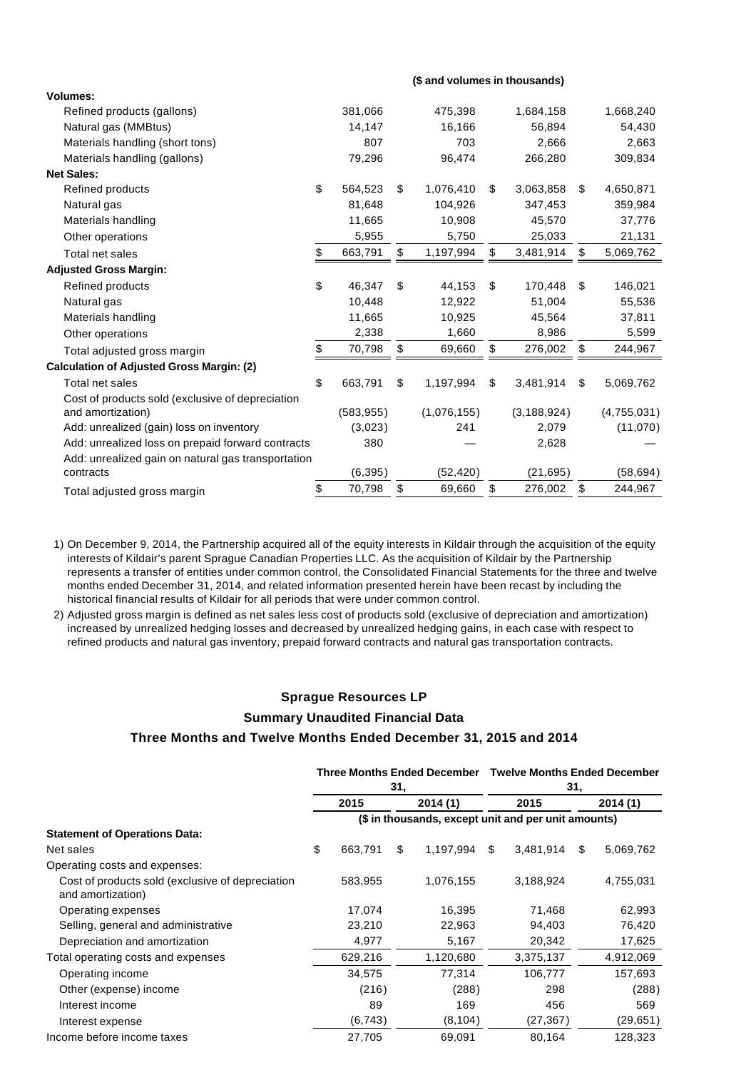| | | ($ and volumes in thousands) | | |
|---|---|---|---|---|
| **Volumes:** | | | | |
| Refined products (gallons) | 381,066 | 475,398 | 1,684,158 | 1,668,240 |
| Natural gas (MMBtus) | 14,147 | 16,166 | 56,894 | 54,430 |
| Materials handling (short tons) | 807 | 703 | 2,666 | 2,663 |
| Materials handling (gallons) | 79,296 | 96,474 | 266,280 | 309,834 |
| **Net Sales:** | | | | |
| Refined products | $ 564,523 | $ 1,076,410 | $ 3,063,858 | $ 4,650,871 |
| Natural gas | 81,648 | 104,926 | 347,453 | 359,984 |
| Materials handling | 11,665 | 10,908 | 45,570 | 37,776 |
| Other operations | 5,955 | 5,750 | 25,033 | 21,131 |
| Total net sales | $ 663,791 | $ 1,197,994 | $ 3,481,914 | $ 5,069,762 |
| **Adjusted Gross Margin:** | | | | |
| Refined products | $ 46,347 | $ 44,153 | $ 170,448 | $ 146,021 |
| Natural gas | 10,448 | 12,922 | 51,004 | 55,536 |
| Materials handling | 11,665 | 10,925 | 45,564 | 37,811 |
| Other operations | 2,338 | 1,660 | 8,986 | 5,599 |
| Total adjusted gross margin | $ 70,798 | $ 69,660 | $ 276,002 | $ 244,967 |
| **Calculation of Adjusted Gross Margin: (2)** | | | | |
| Total net sales | $ 663,791 | $ 1,197,994 | $ 3,481,914 | $ 5,069,762 |
| Cost of products sold (exclusive of depreciation and amortization) | (583,955) | (1,076,155) | (3,188,924) | (4,755,031) |
| Add: unrealized (gain) loss on inventory | (3,023) | 241 | 2,079 | (11,070) |
| Add: unrealized loss on prepaid forward contracts | 380 | — | 2,628 | — |
| Add: unrealized gain on natural gas transportation contracts | (6,395) | (52,420) | (21,695) | (58,694) |
| Total adjusted gross margin | $ 70,798 | $ 69,660 | $ 276,002 | $ 244,967 |

1) On December 9, 2014, the Partnership acquired all of the equity interests in Kildair through the acquisition of the equity interests of Kildair's parent Sprague Canadian Properties LLC. As the acquisition of Kildair by the Partnership represents a transfer of entities under common control, the Consolidated Financial Statements for the three and twelve months ended December 31, 2014, and related information presented herein have been recast by including the historical financial results of Kildair for all periods that were under common control.

2) Adjusted gross margin is defined as net sales less cost of products sold (exclusive of depreciation and amortization) increased by unrealized hedging losses and decreased by unrealized hedging gains, in each case with respect to refined products and natural gas inventory, prepaid forward contracts and natural gas transportation contracts.

## Sprague Resources LP

### Summary Unaudited Financial Data

### Three Months and Twelve Months Ended December 31, 2015 and 2014

| | Three Months Ended December 31, | | Twelve Months Ended December 31, | |
|---|---|---|---|---|
| | 2015 | 2014 (1) | 2015 | 2014 (1) |
| | ($ in thousands, except unit and per unit amounts) | | | |
| **Statement of Operations Data:** | | | | |
| Net sales | $ 663,791 | $ 1,197,994 | $ 3,481,914 | $ 5,069,762 |
| Operating costs and expenses: | | | | |
| Cost of products sold (exclusive of depreciation and amortization) | 583,955 | 1,076,155 | 3,188,924 | 4,755,031 |
| Operating expenses | 17,074 | 16,395 | 71,468 | 62,993 |
| Selling, general and administrative | 23,210 | 22,963 | 94,403 | 76,420 |
| Depreciation and amortization | 4,977 | 5,167 | 20,342 | 17,625 |
| Total operating costs and expenses | 629,216 | 1,120,680 | 3,375,137 | 4,912,069 |
| Operating income | 34,575 | 77,314 | 106,777 | 157,693 |
| Other (expense) income | (216) | (288) | 298 | (288) |
| Interest income | 89 | 169 | 456 | 569 |
| Interest expense | (6,743) | (8,104) | (27,367) | (29,651) |
| Income before income taxes | 27,705 | 69,091 | 80,164 | 128,323 |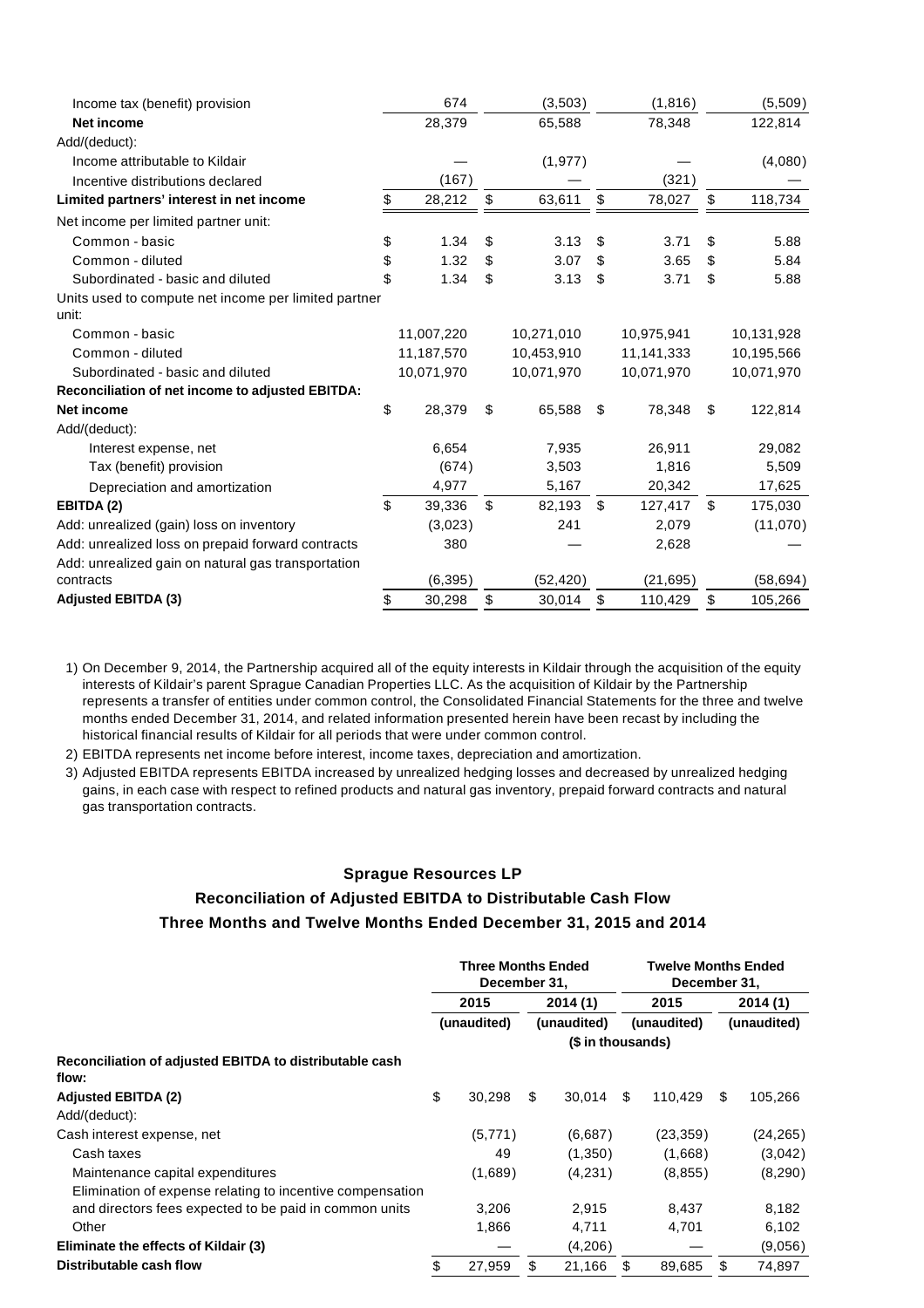| | | | | |
|---|---|---|---|---|
| Income tax (benefit) provision | 674 | (3,503) | (1,816) | (5,509) |
| **Net income** | 28,379 | 65,588 | 78,348 | 122,814 |
| Add/(deduct): | | | | |
| Income attributable to Kildair | — | (1,977) | — | (4,080) |
| Incentive distributions declared | (167) | — | (321) | — |
| **Limited partners' interest in net income** | $ 28,212 | $ 63,611 | $ 78,027 | $ 118,734 |
| Net income per limited partner unit: | | | | |
| Common - basic | $ 1.34 | $ 3.13 | $ 3.71 | $ 5.88 |
| Common - diluted | $ 1.32 | $ 3.07 | $ 3.65 | $ 5.84 |
| Subordinated - basic and diluted | $ 1.34 | $ 3.13 | $ 3.71 | $ 5.88 |
| Units used to compute net income per limited partner unit: | | | | |
| Common - basic | 11,007,220 | 10,271,010 | 10,975,941 | 10,131,928 |
| Common - diluted | 11,187,570 | 10,453,910 | 11,141,333 | 10,195,566 |
| Subordinated - basic and diluted | 10,071,970 | 10,071,970 | 10,071,970 | 10,071,970 |
| **Reconciliation of net income to adjusted EBITDA:** | | | | |
| **Net income** | $ 28,379 | $ 65,588 | $ 78,348 | $ 122,814 |
| Add/(deduct): | | | | |
| Interest expense, net | 6,654 | 7,935 | 26,911 | 29,082 |
| Tax (benefit) provision | (674) | 3,503 | 1,816 | 5,509 |
| Depreciation and amortization | 4,977 | 5,167 | 20,342 | 17,625 |
| **EBITDA (2)** | $ 39,336 | $ 82,193 | $ 127,417 | $ 175,030 |
| Add: unrealized (gain) loss on inventory | (3,023) | 241 | 2,079 | (11,070) |
| Add: unrealized loss on prepaid forward contracts | 380 | — | 2,628 | — |
| Add: unrealized gain on natural gas transportation contracts | (6,395) | (52,420) | (21,695) | (58,694) |
| **Adjusted EBITDA (3)** | $ 30,298 | $ 30,014 | $ 110,429 | $ 105,266 |

1) On December 9, 2014, the Partnership acquired all of the equity interests in Kildair through the acquisition of the equity interests of Kildair's parent Sprague Canadian Properties LLC. As the acquisition of Kildair by the Partnership represents a transfer of entities under common control, the Consolidated Financial Statements for the three and twelve months ended December 31, 2014, and related information presented herein have been recast by including the historical financial results of Kildair for all periods that were under common control.
2) EBITDA represents net income before interest, income taxes, depreciation and amortization.
3) Adjusted EBITDA represents EBITDA increased by unrealized hedging losses and decreased by unrealized hedging gains, in each case with respect to refined products and natural gas inventory, prepaid forward contracts and natural gas transportation contracts.

## Sprague Resources LP

## Reconciliation of Adjusted EBITDA to Distributable Cash Flow

## Three Months and Twelve Months Ended December 31, 2015 and 2014

| | Three Months Ended December 31, | | Twelve Months Ended December 31, | |
|---|---|---|---|---|
| | 2015 | 2014 (1) | 2015 | 2014 (1) |
| | (unaudited) | (unaudited) | (unaudited) | (unaudited) |
| | ($ in thousands) | | | |
| **Reconciliation of adjusted EBITDA to distributable cash flow:** | | | | |
| **Adjusted EBITDA (2)** | $ 30,298 | $ 30,014 | $ 110,429 | $ 105,266 |
| Add/(deduct): | | | | |
| Cash interest expense, net | (5,771) | (6,687) | (23,359) | (24,265) |
| Cash taxes | 49 | (1,350) | (1,668) | (3,042) |
| Maintenance capital expenditures | (1,689) | (4,231) | (8,855) | (8,290) |
| Elimination of expense relating to incentive compensation and directors fees expected to be paid in common units | 3,206 | 2,915 | 8,437 | 8,182 |
| Other | 1,866 | 4,711 | 4,701 | 6,102 |
| **Eliminate the effects of Kildair (3)** | — | (4,206) | — | (9,056) |
| **Distributable cash flow** | $ 27,959 | $ 21,166 | $ 89,685 | $ 74,897 |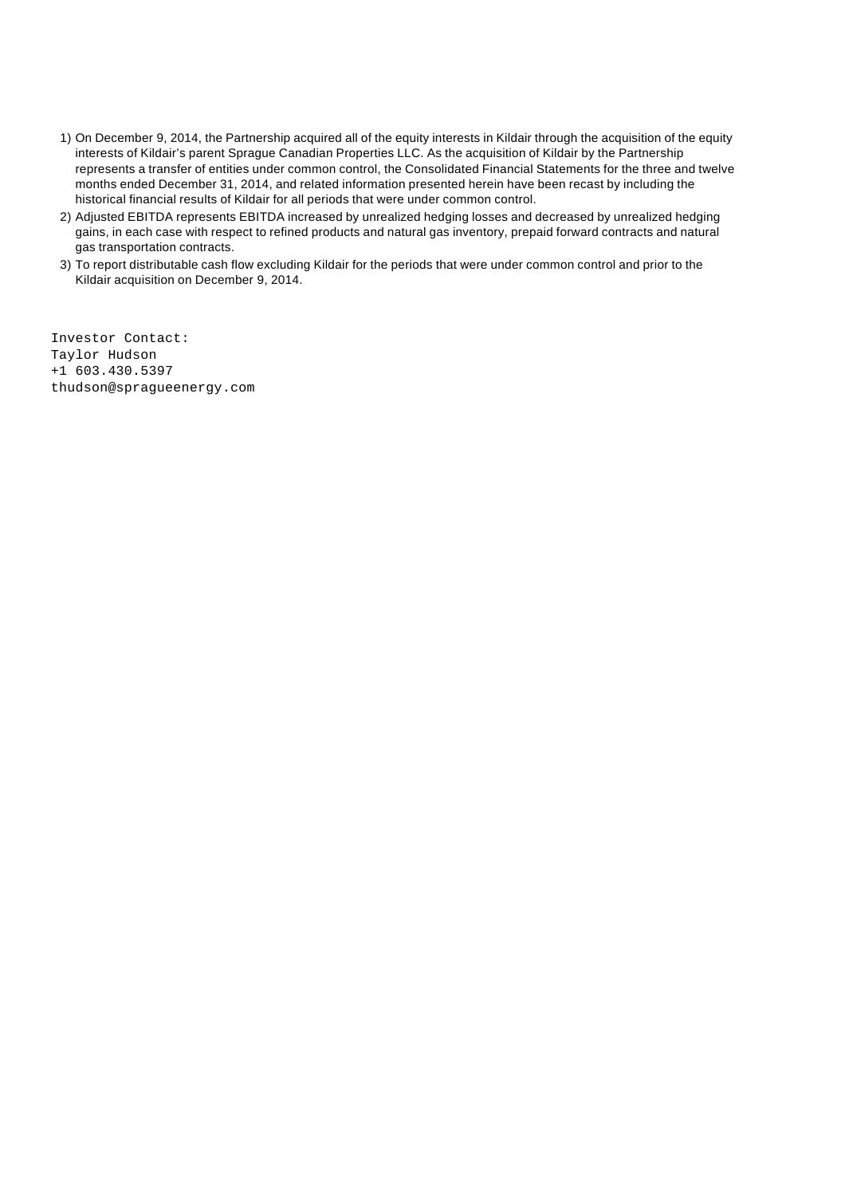1) On December 9, 2014, the Partnership acquired all of the equity interests in Kildair through the acquisition of the equity interests of Kildair's parent Sprague Canadian Properties LLC. As the acquisition of Kildair by the Partnership represents a transfer of entities under common control, the Consolidated Financial Statements for the three and twelve months ended December 31, 2014, and related information presented herein have been recast by including the historical financial results of Kildair for all periods that were under common control.
2) Adjusted EBITDA represents EBITDA increased by unrealized hedging losses and decreased by unrealized hedging gains, in each case with respect to refined products and natural gas inventory, prepaid forward contracts and natural gas transportation contracts.
3) To report distributable cash flow excluding Kildair for the periods that were under common control and prior to the Kildair acquisition on December 9, 2014.

Investor Contact:
Taylor Hudson
+1 603.430.5397
thudson@spragueenergy.com